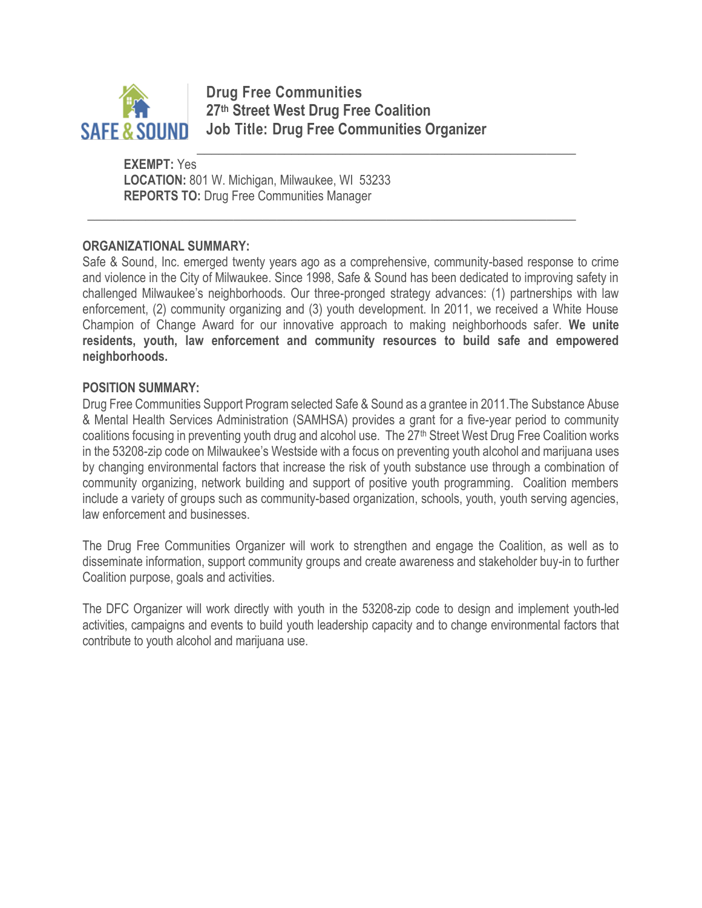SAFE & SOUND

# Drug Free Communities
## 27th Street West Drug Free Coalition
## Job Title: Drug Free Communities Organizer

**EXEMPT:** Yes
**LOCATION:** 801 W. Michigan, Milwaukee, WI 53233
**REPORTS TO:** Drug Free Communities Manager

---

**ORGANIZATIONAL SUMMARY:**

Safe & Sound, Inc. emerged twenty years ago as a comprehensive, community-based response to crime and violence in the City of Milwaukee. Since 1998, Safe & Sound has been dedicated to improving safety in challenged Milwaukee's neighborhoods. Our three-pronged strategy advances: (1) partnerships with law enforcement, (2) community organizing and (3) youth development. In 2011, we received a White House Champion of Change Award for our innovative approach to making neighborhoods safer. **We unite residents, youth, law enforcement and community resources to build safe and empowered neighborhoods.**

**POSITION SUMMARY:**

Drug Free Communities Support Program selected Safe & Sound as a grantee in 2011.The Substance Abuse & Mental Health Services Administration (SAMHSA) provides a grant for a five-year period to community coalitions focusing in preventing youth drug and alcohol use. The 27th Street West Drug Free Coalition works in the 53208-zip code on Milwaukee's Westside with a focus on preventing youth alcohol and marijuana uses by changing environmental factors that increase the risk of youth substance use through a combination of community organizing, network building and support of positive youth programming. Coalition members include a variety of groups such as community-based organization, schools, youth, youth serving agencies, law enforcement and businesses.

The Drug Free Communities Organizer will work to strengthen and engage the Coalition, as well as to disseminate information, support community groups and create awareness and stakeholder buy-in to further Coalition purpose, goals and activities.

The DFC Organizer will work directly with youth in the 53208-zip code to design and implement youth-led activities, campaigns and events to build youth leadership capacity and to change environmental factors that contribute to youth alcohol and marijuana use.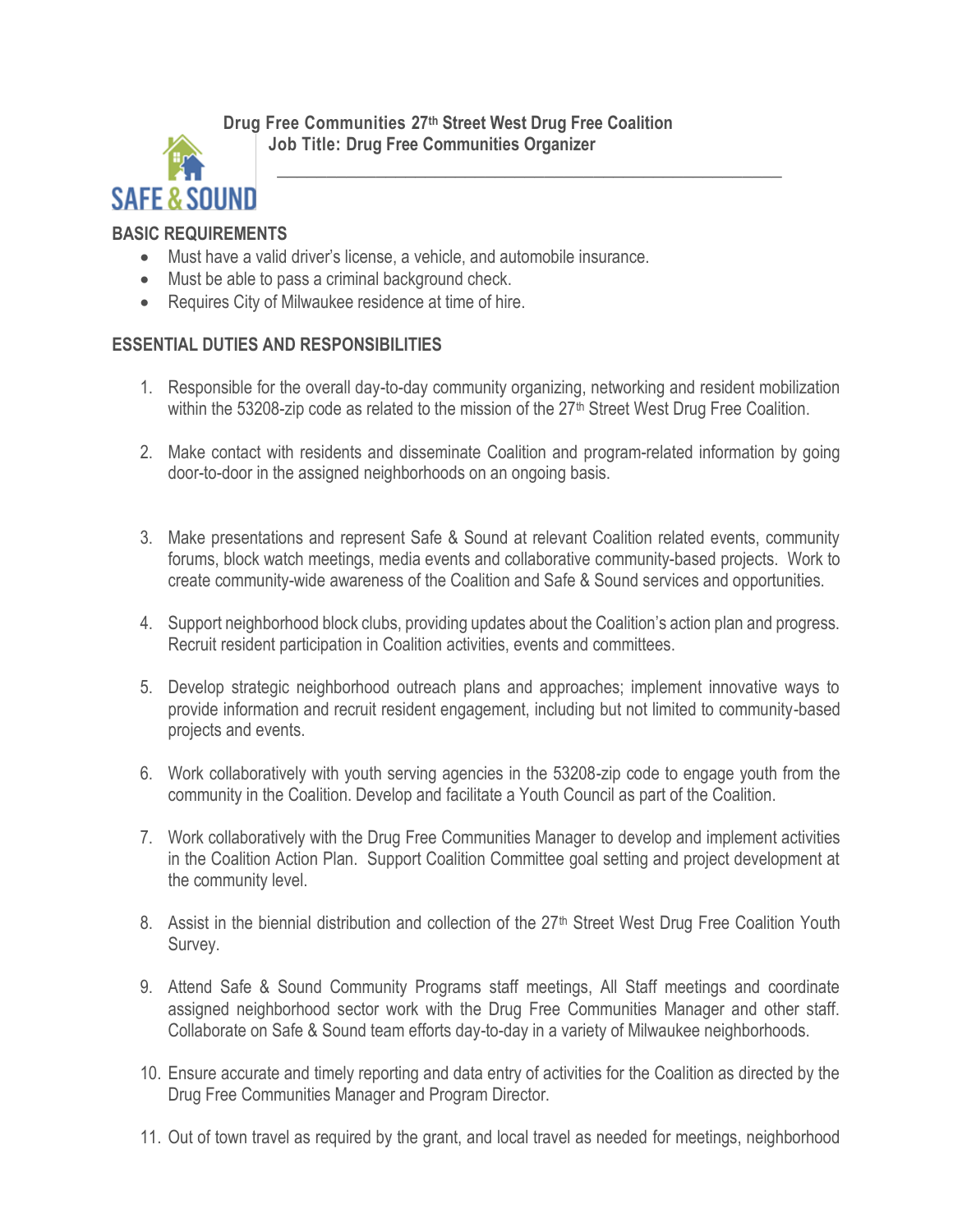**Drug Free Communities 27th Street West Drug Free Coalition**
**Job Title: Drug Free Communities Organizer**

## BASIC REQUIREMENTS

- Must have a valid driver's license, a vehicle, and automobile insurance.
- Must be able to pass a criminal background check.
- Requires City of Milwaukee residence at time of hire.

## ESSENTIAL DUTIES AND RESPONSIBILITIES

1. Responsible for the overall day-to-day community organizing, networking and resident mobilization within the 53208-zip code as related to the mission of the 27th Street West Drug Free Coalition.

2. Make contact with residents and disseminate Coalition and program-related information by going door-to-door in the assigned neighborhoods on an ongoing basis.

3. Make presentations and represent Safe & Sound at relevant Coalition related events, community forums, block watch meetings, media events and collaborative community-based projects. Work to create community-wide awareness of the Coalition and Safe & Sound services and opportunities.

4. Support neighborhood block clubs, providing updates about the Coalition's action plan and progress. Recruit resident participation in Coalition activities, events and committees.

5. Develop strategic neighborhood outreach plans and approaches; implement innovative ways to provide information and recruit resident engagement, including but not limited to community-based projects and events.

6. Work collaboratively with youth serving agencies in the 53208-zip code to engage youth from the community in the Coalition. Develop and facilitate a Youth Council as part of the Coalition.

7. Work collaboratively with the Drug Free Communities Manager to develop and implement activities in the Coalition Action Plan. Support Coalition Committee goal setting and project development at the community level.

8. Assist in the biennial distribution and collection of the 27th Street West Drug Free Coalition Youth Survey.

9. Attend Safe & Sound Community Programs staff meetings, All Staff meetings and coordinate assigned neighborhood sector work with the Drug Free Communities Manager and other staff. Collaborate on Safe & Sound team efforts day-to-day in a variety of Milwaukee neighborhoods.

10. Ensure accurate and timely reporting and data entry of activities for the Coalition as directed by the Drug Free Communities Manager and Program Director.

11. Out of town travel as required by the grant, and local travel as needed for meetings, neighborhood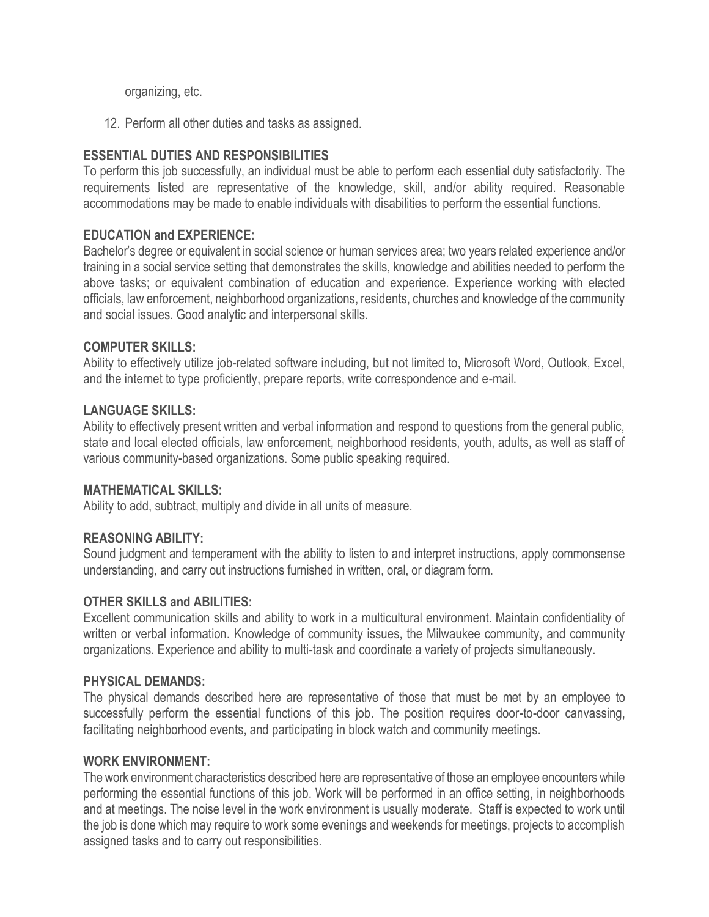organizing, etc.

12. Perform all other duties and tasks as assigned.

## ESSENTIAL DUTIES AND RESPONSIBILITIES

To perform this job successfully, an individual must be able to perform each essential duty satisfactorily. The requirements listed are representative of the knowledge, skill, and/or ability required. Reasonable accommodations may be made to enable individuals with disabilities to perform the essential functions.

## EDUCATION and EXPERIENCE:

Bachelor's degree or equivalent in social science or human services area; two years related experience and/or training in a social service setting that demonstrates the skills, knowledge and abilities needed to perform the above tasks; or equivalent combination of education and experience. Experience working with elected officials, law enforcement, neighborhood organizations, residents, churches and knowledge of the community and social issues. Good analytic and interpersonal skills.

## COMPUTER SKILLS:

Ability to effectively utilize job-related software including, but not limited to, Microsoft Word, Outlook, Excel, and the internet to type proficiently, prepare reports, write correspondence and e-mail.

## LANGUAGE SKILLS:

Ability to effectively present written and verbal information and respond to questions from the general public, state and local elected officials, law enforcement, neighborhood residents, youth, adults, as well as staff of various community-based organizations. Some public speaking required.

## MATHEMATICAL SKILLS:

Ability to add, subtract, multiply and divide in all units of measure.

## REASONING ABILITY:

Sound judgment and temperament with the ability to listen to and interpret instructions, apply commonsense understanding, and carry out instructions furnished in written, oral, or diagram form.

## OTHER SKILLS and ABILITIES:

Excellent communication skills and ability to work in a multicultural environment. Maintain confidentiality of written or verbal information. Knowledge of community issues, the Milwaukee community, and community organizations. Experience and ability to multi-task and coordinate a variety of projects simultaneously.

## PHYSICAL DEMANDS:

The physical demands described here are representative of those that must be met by an employee to successfully perform the essential functions of this job. The position requires door-to-door canvassing, facilitating neighborhood events, and participating in block watch and community meetings.

## WORK ENVIRONMENT:

The work environment characteristics described here are representative of those an employee encounters while performing the essential functions of this job. Work will be performed in an office setting, in neighborhoods and at meetings. The noise level in the work environment is usually moderate. Staff is expected to work until the job is done which may require to work some evenings and weekends for meetings, projects to accomplish assigned tasks and to carry out responsibilities.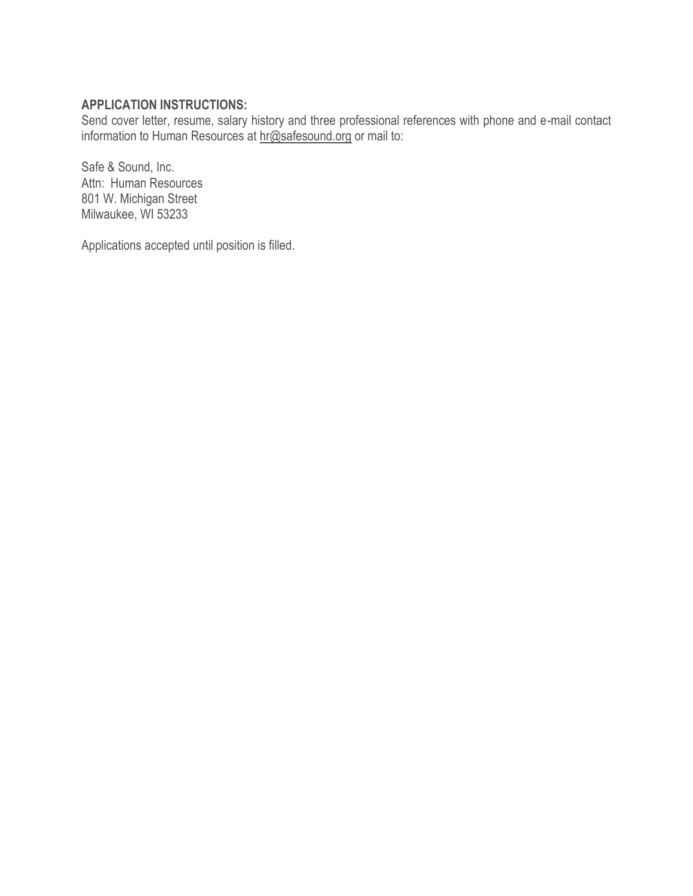**APPLICATION INSTRUCTIONS:**
Send cover letter, resume, salary history and three professional references with phone and e-mail contact information to Human Resources at hr@safesound.org or mail to:

Safe & Sound, Inc.
Attn: Human Resources
801 W. Michigan Street
Milwaukee, WI 53233

Applications accepted until position is filled.